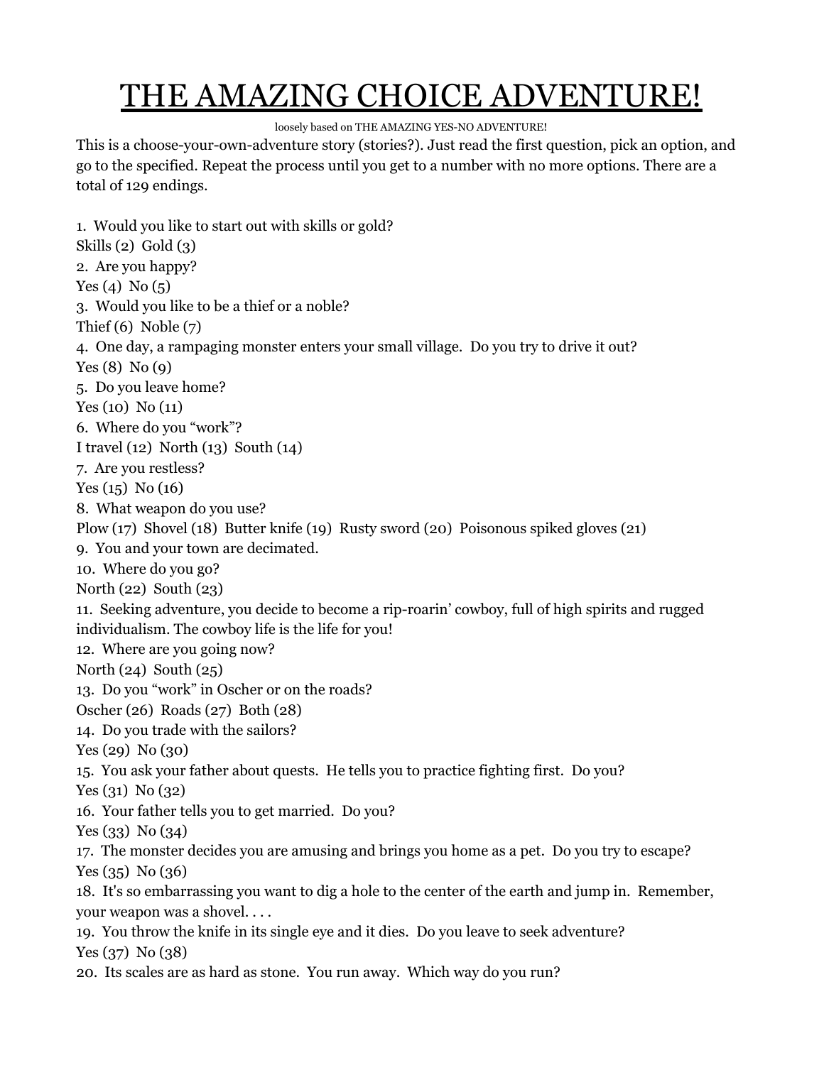# THE AMAZING CHOICE ADVENTURE!

loosely based on THE AMAZING YES-NO ADVENTURE!

This is a choose-your-own-adventure story (stories?). Just read the first question, pick an option, and go to the specified. Repeat the process until you get to a number with no more options. There are a total of 129 endings.

1. Would you like to start out with skills or gold?
Skills (2) Gold (3)
2. Are you happy?
Yes (4) No (5)
3. Would you like to be a thief or a noble?
Thief (6) Noble (7)
4. One day, a rampaging monster enters your small village. Do you try to drive it out?
Yes (8) No (9)
5. Do you leave home?
Yes (10) No (11)
6. Where do you "work"?
I travel (12) North (13) South (14)
7. Are you restless?
Yes (15) No (16)
8. What weapon do you use?
Plow (17) Shovel (18) Butter knife (19) Rusty sword (20) Poisonous spiked gloves (21)
9. You and your town are decimated.
10. Where do you go?
North (22) South (23)
11. Seeking adventure, you decide to become a rip-roarin' cowboy, full of high spirits and rugged individualism. The cowboy life is the life for you!
12. Where are you going now?
North (24) South (25)
13. Do you "work" in Oscher or on the roads?
Oscher (26) Roads (27) Both (28)
14. Do you trade with the sailors?
Yes (29) No (30)
15. You ask your father about quests. He tells you to practice fighting first. Do you?
Yes (31) No (32)
16. Your father tells you to get married. Do you?
Yes (33) No (34)
17. The monster decides you are amusing and brings you home as a pet. Do you try to escape?
Yes (35) No (36)
18. It's so embarrassing you want to dig a hole to the center of the earth and jump in. Remember, your weapon was a shovel. . . .
19. You throw the knife in its single eye and it dies. Do you leave to seek adventure?
Yes (37) No (38)
20. Its scales are as hard as stone. You run away. Which way do you run?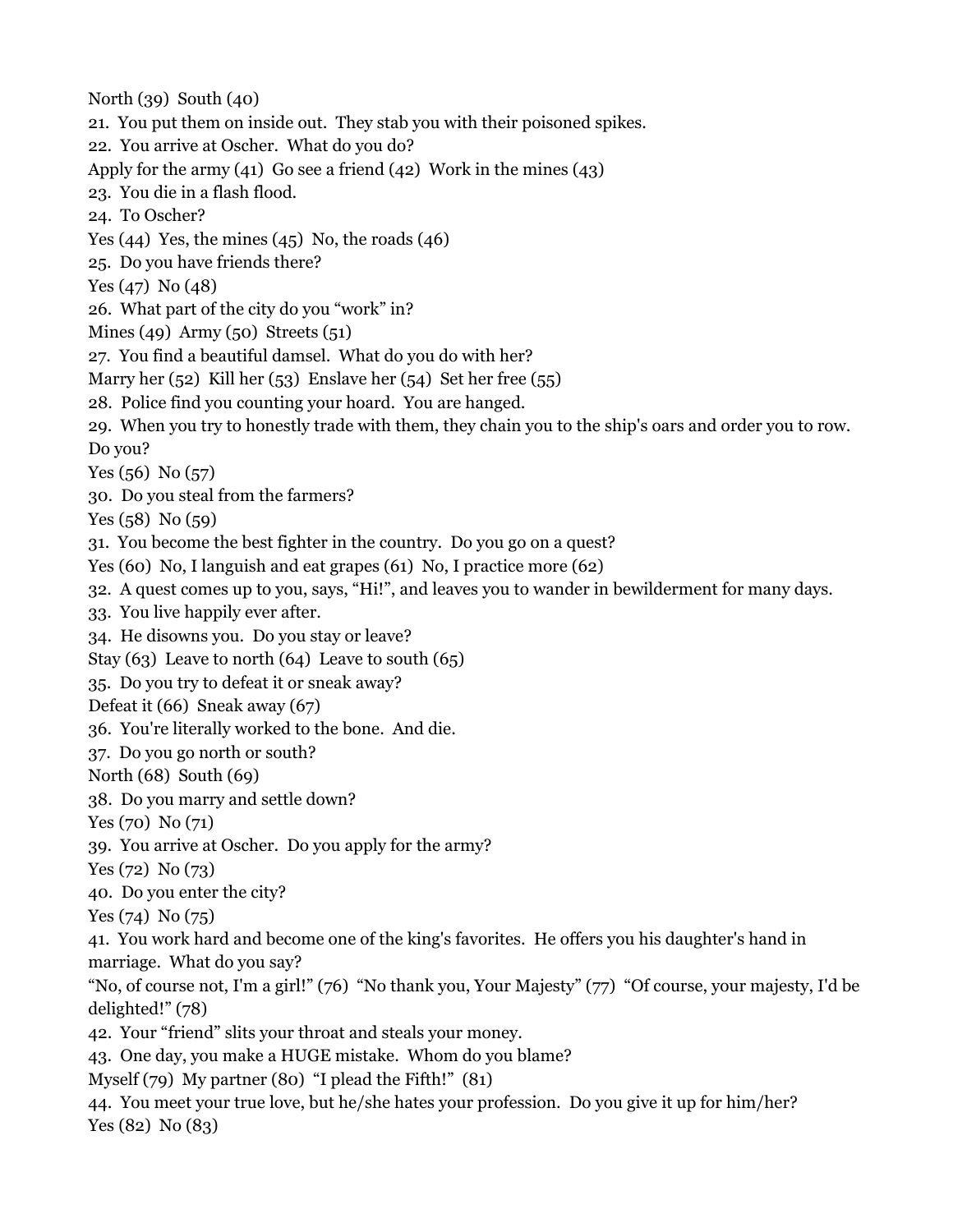North (39)  South (40)

21.  You put them on inside out.  They stab you with their poisoned spikes.

22.  You arrive at Oscher.  What do you do?

Apply for the army (41)  Go see a friend (42)  Work in the mines (43)

23.  You die in a flash flood.

24.  To Oscher?

Yes (44)  Yes, the mines (45)  No, the roads (46)

25.  Do you have friends there?

Yes (47)  No (48)

26.  What part of the city do you "work" in?

Mines (49)  Army (50)  Streets (51)

27.  You find a beautiful damsel.  What do you do with her?

Marry her (52)  Kill her (53)  Enslave her (54)  Set her free (55)

28.  Police find you counting your hoard.  You are hanged.

29.  When you try to honestly trade with them, they chain you to the ship's oars and order you to row. Do you?

Yes (56)  No (57)

30.  Do you steal from the farmers?

Yes (58)  No (59)

31.  You become the best fighter in the country.  Do you go on a quest?

Yes (60)  No, I languish and eat grapes (61)  No, I practice more (62)

32.  A quest comes up to you, says, "Hi!", and leaves you to wander in bewilderment for many days.

33.  You live happily ever after.

34.  He disowns you.  Do you stay or leave?

Stay (63)  Leave to north (64)  Leave to south (65)

35.  Do you try to defeat it or sneak away?

Defeat it (66)  Sneak away (67)

36.  You're literally worked to the bone.  And die.

37.  Do you go north or south?

North (68)  South (69)

38.  Do you marry and settle down?

Yes (70)  No (71)

39.  You arrive at Oscher.  Do you apply for the army?

Yes (72)  No (73)

40.  Do you enter the city?

Yes (74)  No (75)

41.  You work hard and become one of the king's favorites.  He offers you his daughter's hand in marriage.  What do you say?

"No, of course not, I'm a girl!" (76)  "No thank you, Your Majesty" (77)  "Of course, your majesty, I'd be delighted!" (78)

42.  Your "friend" slits your throat and steals your money.

43.  One day, you make a HUGE mistake.  Whom do you blame?

Myself (79)  My partner (80)  "I plead the Fifth!"  (81)

44.  You meet your true love, but he/she hates your profession.  Do you give it up for him/her?

Yes (82)  No (83)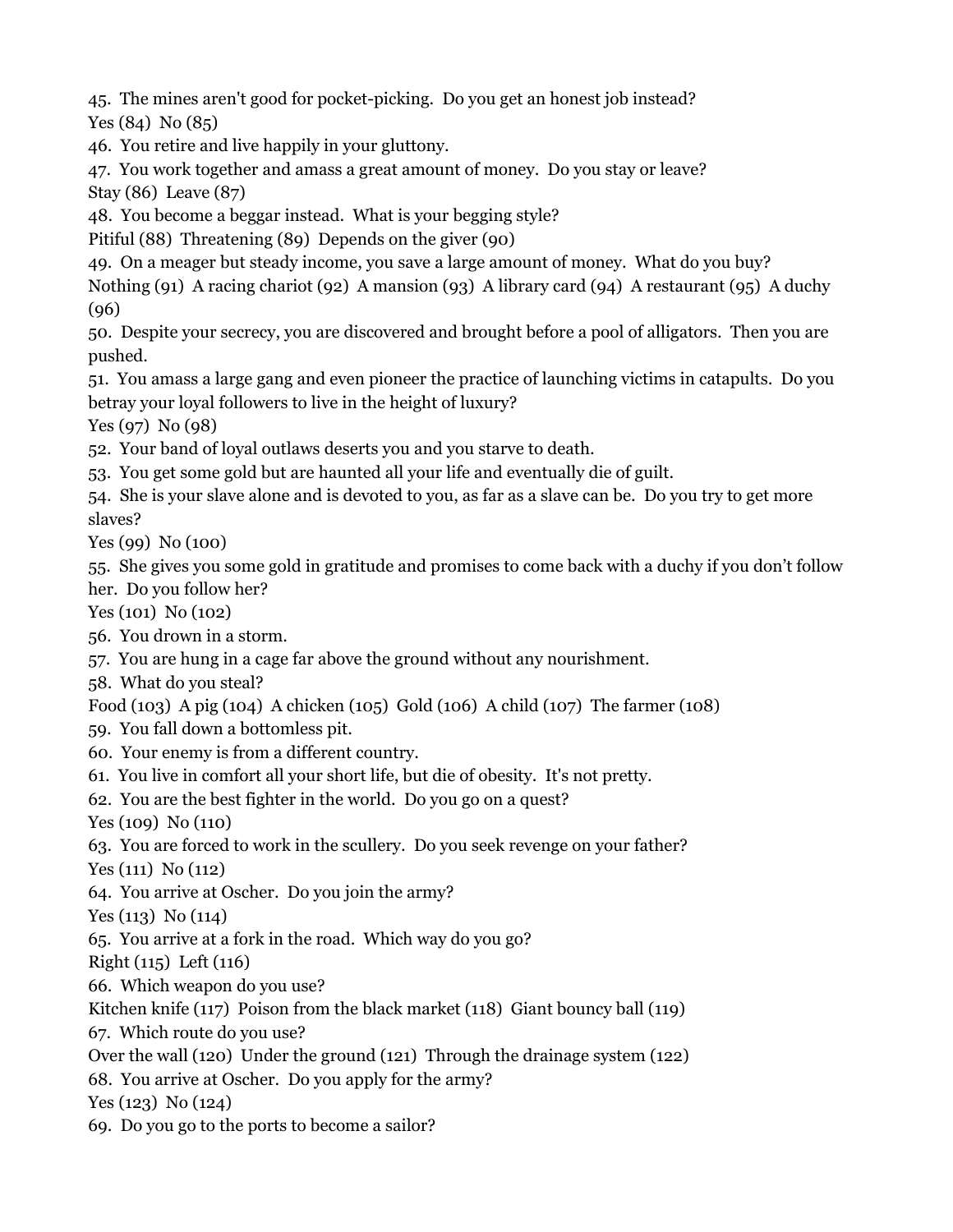45. The mines aren't good for pocket-picking. Do you get an honest job instead?
Yes (84) No (85)
46. You retire and live happily in your gluttony.
47. You work together and amass a great amount of money. Do you stay or leave?
Stay (86) Leave (87)
48. You become a beggar instead. What is your begging style?
Pitiful (88) Threatening (89) Depends on the giver (90)
49. On a meager but steady income, you save a large amount of money. What do you buy?
Nothing (91) A racing chariot (92) A mansion (93) A library card (94) A restaurant (95) A duchy (96)
50. Despite your secrecy, you are discovered and brought before a pool of alligators. Then you are pushed.
51. You amass a large gang and even pioneer the practice of launching victims in catapults. Do you betray your loyal followers to live in the height of luxury?
Yes (97) No (98)
52. Your band of loyal outlaws deserts you and you starve to death.
53. You get some gold but are haunted all your life and eventually die of guilt.
54. She is your slave alone and is devoted to you, as far as a slave can be. Do you try to get more slaves?
Yes (99) No (100)
55. She gives you some gold in gratitude and promises to come back with a duchy if you don't follow her. Do you follow her?
Yes (101) No (102)
56. You drown in a storm.
57. You are hung in a cage far above the ground without any nourishment.
58. What do you steal?
Food (103) A pig (104) A chicken (105) Gold (106) A child (107) The farmer (108)
59. You fall down a bottomless pit.
60. Your enemy is from a different country.
61. You live in comfort all your short life, but die of obesity. It's not pretty.
62. You are the best fighter in the world. Do you go on a quest?
Yes (109) No (110)
63. You are forced to work in the scullery. Do you seek revenge on your father?
Yes (111) No (112)
64. You arrive at Oscher. Do you join the army?
Yes (113) No (114)
65. You arrive at a fork in the road. Which way do you go?
Right (115) Left (116)
66. Which weapon do you use?
Kitchen knife (117) Poison from the black market (118) Giant bouncy ball (119)
67. Which route do you use?
Over the wall (120) Under the ground (121) Through the drainage system (122)
68. You arrive at Oscher. Do you apply for the army?
Yes (123) No (124)
69. Do you go to the ports to become a sailor?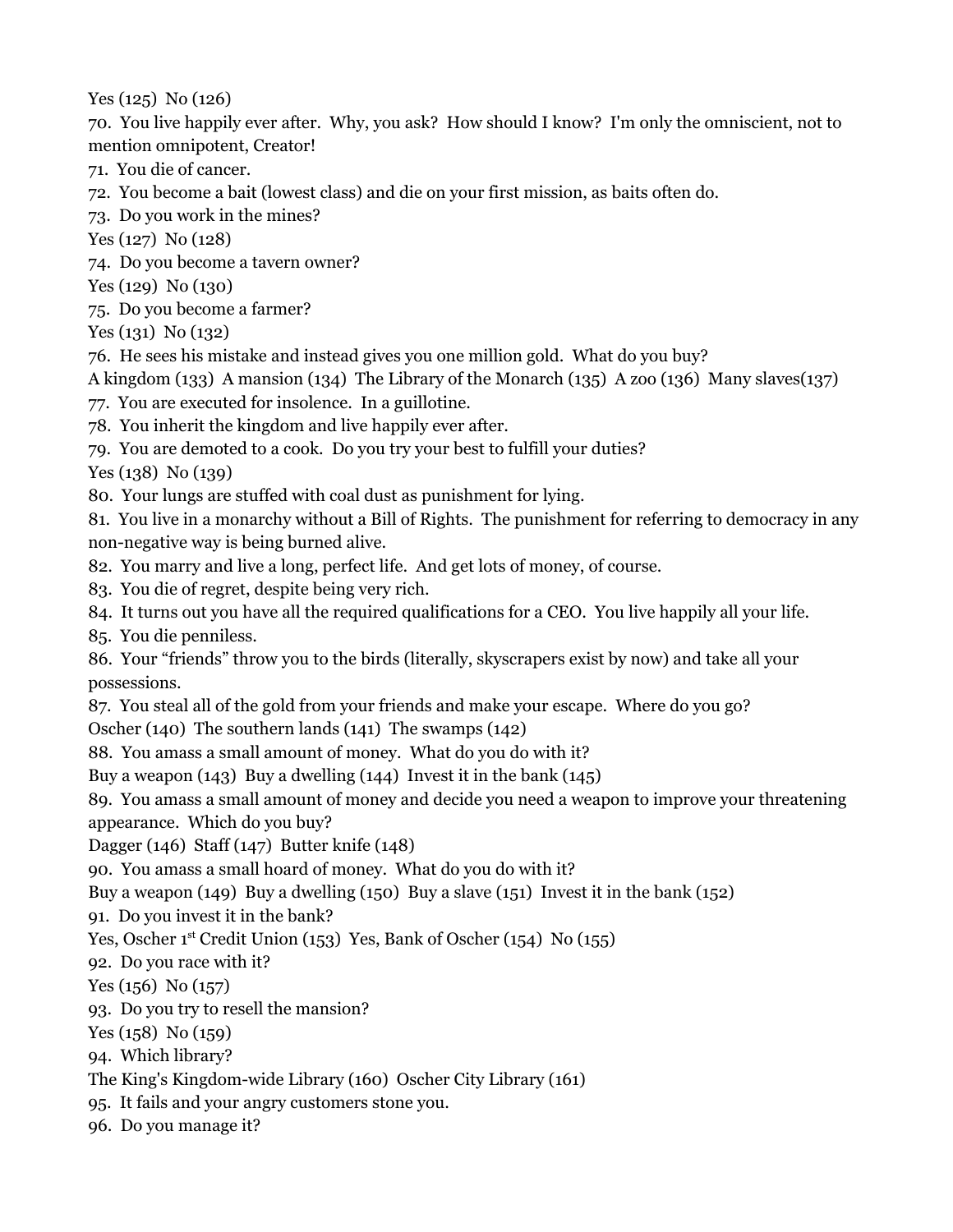Yes (125)  No (126)

70. You live happily ever after. Why, you ask? How should I know? I'm only the omniscient, not to mention omnipotent, Creator!

71. You die of cancer.

72. You become a bait (lowest class) and die on your first mission, as baits often do.

73. Do you work in the mines?

Yes (127)  No (128)

74. Do you become a tavern owner?

Yes (129)  No (130)

75. Do you become a farmer?

Yes (131)  No (132)

76. He sees his mistake and instead gives you one million gold. What do you buy?

A kingdom (133)  A mansion (134)  The Library of the Monarch (135)  A zoo (136)  Many slaves(137)

77. You are executed for insolence. In a guillotine.

78. You inherit the kingdom and live happily ever after.

79. You are demoted to a cook. Do you try your best to fulfill your duties?

Yes (138)  No (139)

80. Your lungs are stuffed with coal dust as punishment for lying.

81. You live in a monarchy without a Bill of Rights. The punishment for referring to democracy in any non-negative way is being burned alive.

82. You marry and live a long, perfect life. And get lots of money, of course.

83. You die of regret, despite being very rich.

84. It turns out you have all the required qualifications for a CEO. You live happily all your life.

85. You die penniless.

86. Your "friends" throw you to the birds (literally, skyscrapers exist by now) and take all your possessions.

87. You steal all of the gold from your friends and make your escape. Where do you go?

Oscher (140)  The southern lands (141)  The swamps (142)

88. You amass a small amount of money. What do you do with it?

Buy a weapon (143)  Buy a dwelling (144)  Invest it in the bank (145)

89. You amass a small amount of money and decide you need a weapon to improve your threatening appearance. Which do you buy?

Dagger (146)  Staff (147)  Butter knife (148)

90. You amass a small hoard of money. What do you do with it?

Buy a weapon (149)  Buy a dwelling (150)  Buy a slave (151)  Invest it in the bank (152)

91. Do you invest it in the bank?

Yes, Oscher 1st Credit Union (153)  Yes, Bank of Oscher (154)  No (155)

92. Do you race with it?

Yes (156)  No (157)

93. Do you try to resell the mansion?

Yes (158)  No (159)

94. Which library?

The King's Kingdom-wide Library (160)  Oscher City Library (161)

95. It fails and your angry customers stone you.

96. Do you manage it?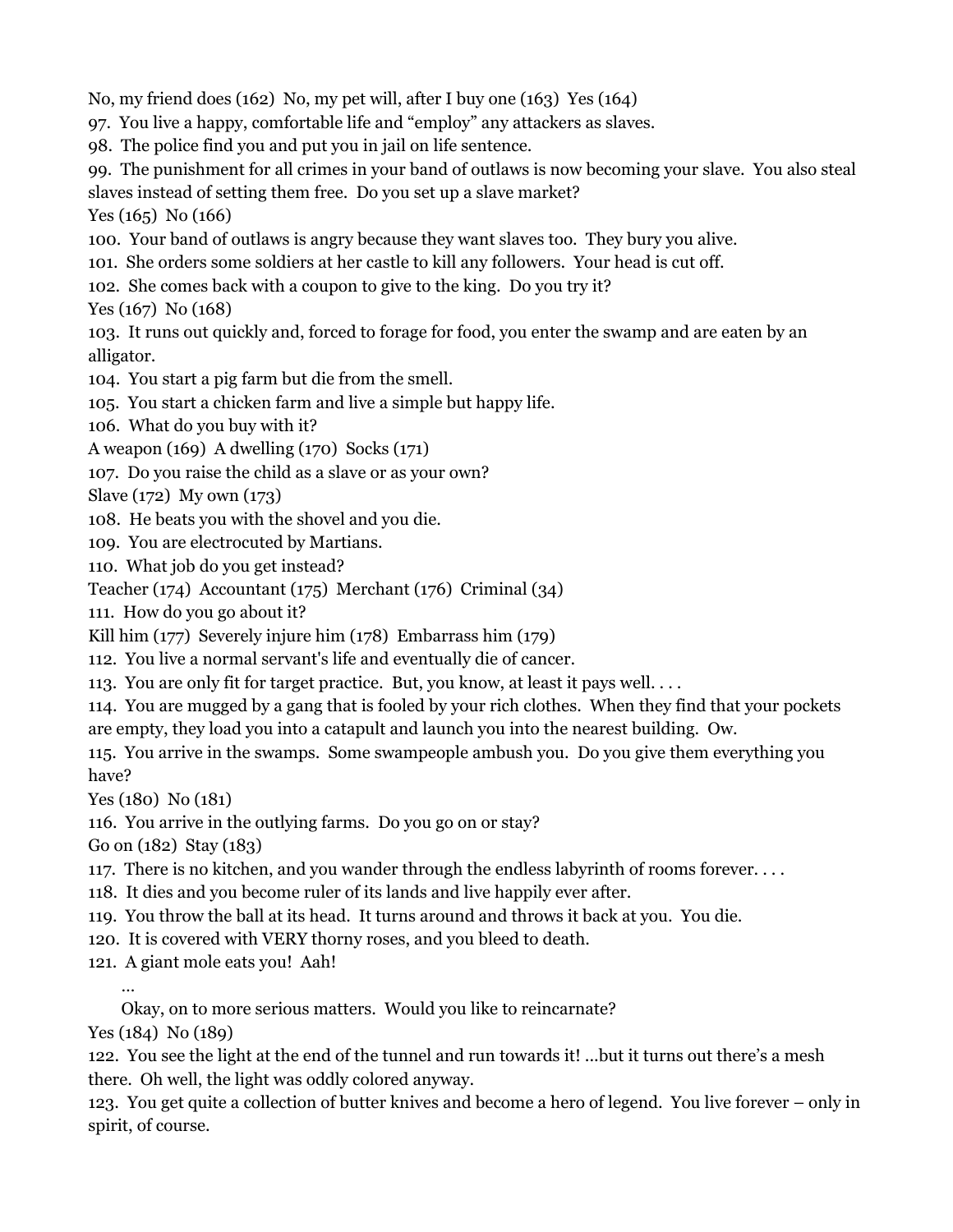No, my friend does (162)  No, my pet will, after I buy one (163)  Yes (164)

97. You live a happy, comfortable life and "employ" any attackers as slaves.

98. The police find you and put you in jail on life sentence.

99. The punishment for all crimes in your band of outlaws is now becoming your slave. You also steal slaves instead of setting them free. Do you set up a slave market?
Yes (165)  No (166)

100. Your band of outlaws is angry because they want slaves too. They bury you alive.

101. She orders some soldiers at her castle to kill any followers. Your head is cut off.

102. She comes back with a coupon to give to the king. Do you try it?
Yes (167)  No (168)

103. It runs out quickly and, forced to forage for food, you enter the swamp and are eaten by an alligator.

104. You start a pig farm but die from the smell.

105. You start a chicken farm and live a simple but happy life.

106. What do you buy with it?
A weapon (169)  A dwelling (170)  Socks (171)

107. Do you raise the child as a slave or as your own?
Slave (172)  My own (173)

108. He beats you with the shovel and you die.

109. You are electrocuted by Martians.

110. What job do you get instead?
Teacher (174)  Accountant (175)  Merchant (176)  Criminal (34)

111. How do you go about it?
Kill him (177)  Severely injure him (178)  Embarrass him (179)

112. You live a normal servant's life and eventually die of cancer.

113. You are only fit for target practice. But, you know, at least it pays well. . . .

114. You are mugged by a gang that is fooled by your rich clothes. When they find that your pockets are empty, they load you into a catapult and launch you into the nearest building. Ow.

115. You arrive in the swamps. Some swampeople ambush you. Do you give them everything you have?
Yes (180)  No (181)

116. You arrive in the outlying farms. Do you go on or stay?
Go on (182)  Stay (183)

117. There is no kitchen, and you wander through the endless labyrinth of rooms forever. . . .

118. It dies and you become ruler of its lands and live happily ever after.

119. You throw the ball at its head. It turns around and throws it back at you. You die.

120. It is covered with VERY thorny roses, and you bleed to death.

121. A giant mole eats you! Aah!

…

Okay, on to more serious matters. Would you like to reincarnate?
Yes (184)  No (189)

122. You see the light at the end of the tunnel and run towards it! ...but it turns out there's a mesh there. Oh well, the light was oddly colored anyway.

123. You get quite a collection of butter knives and become a hero of legend. You live forever – only in spirit, of course.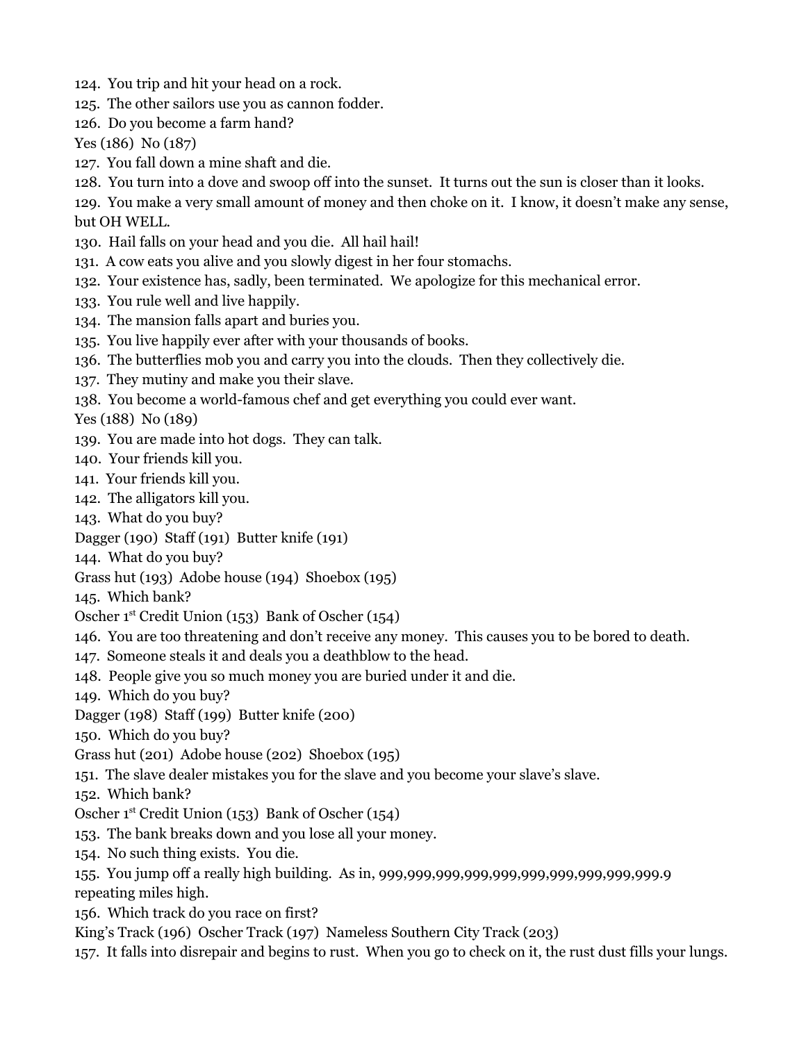124. You trip and hit your head on a rock.

125. The other sailors use you as cannon fodder.

126. Do you become a farm hand?

Yes (186) No (187)

127. You fall down a mine shaft and die.

128. You turn into a dove and swoop off into the sunset. It turns out the sun is closer than it looks.

129. You make a very small amount of money and then choke on it. I know, it doesn't make any sense, but OH WELL.

130. Hail falls on your head and you die. All hail hail!

131. A cow eats you alive and you slowly digest in her four stomachs.

132. Your existence has, sadly, been terminated. We apologize for this mechanical error.

133. You rule well and live happily.

134. The mansion falls apart and buries you.

135. You live happily ever after with your thousands of books.

136. The butterflies mob you and carry you into the clouds. Then they collectively die.

137. They mutiny and make you their slave.

138. You become a world-famous chef and get everything you could ever want.

Yes (188) No (189)

139. You are made into hot dogs. They can talk.

140. Your friends kill you.

141. Your friends kill you.

142. The alligators kill you.

143. What do you buy?

Dagger (190) Staff (191) Butter knife (191)

144. What do you buy?

Grass hut (193) Adobe house (194) Shoebox (195)

145. Which bank?

Oscher 1st Credit Union (153) Bank of Oscher (154)

146. You are too threatening and don't receive any money. This causes you to be bored to death.

147. Someone steals it and deals you a deathblow to the head.

148. People give you so much money you are buried under it and die.

149. Which do you buy?

Dagger (198) Staff (199) Butter knife (200)

150. Which do you buy?

Grass hut (201) Adobe house (202) Shoebox (195)

151. The slave dealer mistakes you for the slave and you become your slave's slave.

152. Which bank?

Oscher 1st Credit Union (153) Bank of Oscher (154)

153. The bank breaks down and you lose all your money.

154. No such thing exists. You die.

155. You jump off a really high building. As in, 999,999,999,999,999,999,999,999,999,999.9 repeating miles high.

156. Which track do you race on first?

King's Track (196) Oscher Track (197) Nameless Southern City Track (203)

157. It falls into disrepair and begins to rust. When you go to check on it, the rust dust fills your lungs.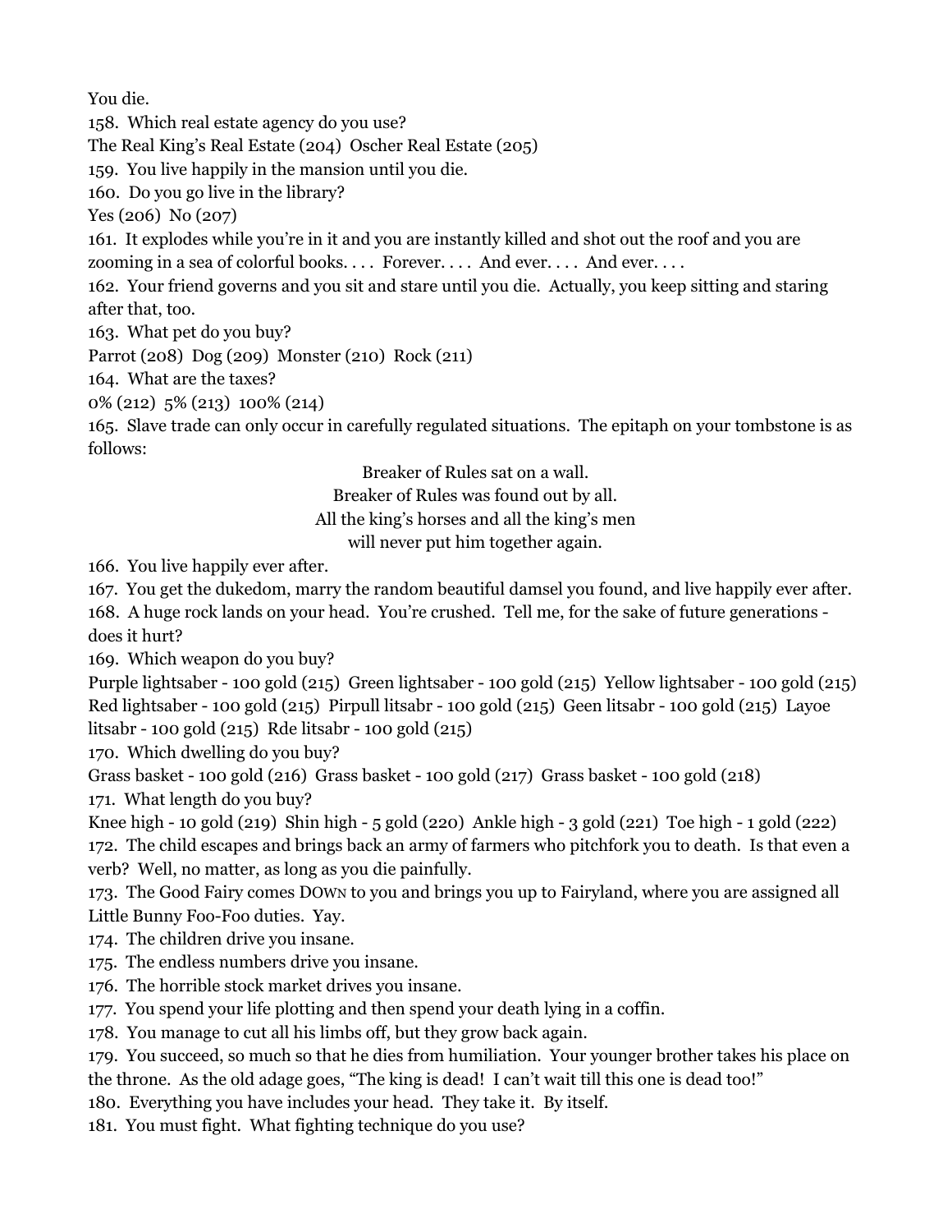You die.

158. Which real estate agency do you use?

The Real King's Real Estate (204) Oscher Real Estate (205)

159. You live happily in the mansion until you die.

160. Do you go live in the library?

Yes (206) No (207)

161. It explodes while you're in it and you are instantly killed and shot out the roof and you are zooming in a sea of colorful books. . . . Forever. . . . And ever. . . . And ever. . . .

162. Your friend governs and you sit and stare until you die. Actually, you keep sitting and staring after that, too.

163. What pet do you buy?

Parrot (208) Dog (209) Monster (210) Rock (211)

164. What are the taxes?

0% (212) 5% (213) 100% (214)

165. Slave trade can only occur in carefully regulated situations. The epitaph on your tombstone is as follows:

Breaker of Rules sat on a wall.
Breaker of Rules was found out by all.
All the king's horses and all the king's men
will never put him together again.

166. You live happily ever after.

167. You get the dukedom, marry the random beautiful damsel you found, and live happily ever after.

168. A huge rock lands on your head. You're crushed. Tell me, for the sake of future generations - does it hurt?

169. Which weapon do you buy?

Purple lightsaber - 100 gold (215) Green lightsaber - 100 gold (215) Yellow lightsaber - 100 gold (215) Red lightsaber - 100 gold (215) Pirpull litsabr - 100 gold (215) Geen litsabr - 100 gold (215) Layoe litsabr - 100 gold (215) Rde litsabr - 100 gold (215)

170. Which dwelling do you buy?

Grass basket - 100 gold (216) Grass basket - 100 gold (217) Grass basket - 100 gold (218)

171. What length do you buy?

Knee high - 10 gold (219) Shin high - 5 gold (220) Ankle high - 3 gold (221) Toe high - 1 gold (222)

172. The child escapes and brings back an army of farmers who pitchfork you to death. Is that even a verb? Well, no matter, as long as you die painfully.

173. The Good Fairy comes DOWN to you and brings you up to Fairyland, where you are assigned all Little Bunny Foo-Foo duties. Yay.

174. The children drive you insane.

175. The endless numbers drive you insane.

176. The horrible stock market drives you insane.

177. You spend your life plotting and then spend your death lying in a coffin.

178. You manage to cut all his limbs off, but they grow back again.

179. You succeed, so much so that he dies from humiliation. Your younger brother takes his place on the throne. As the old adage goes, "The king is dead! I can't wait till this one is dead too!"

180. Everything you have includes your head. They take it. By itself.

181. You must fight. What fighting technique do you use?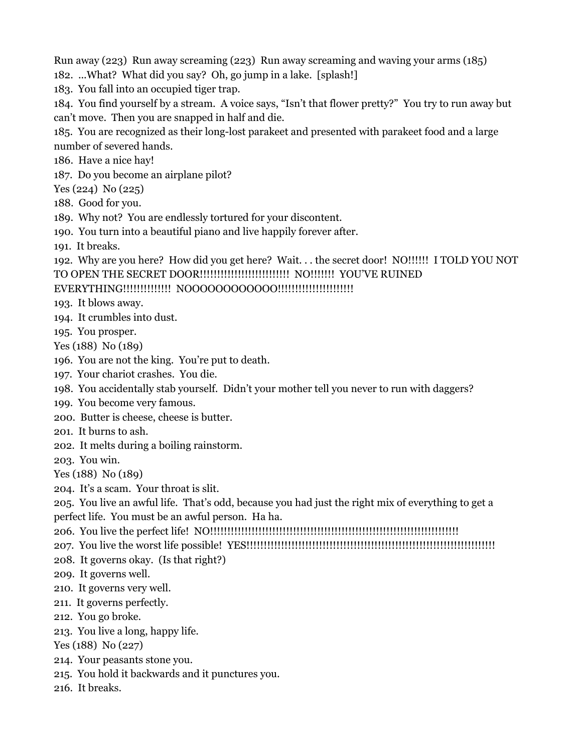Run away (223) Run away screaming (223) Run away screaming and waving your arms (185)

182. …What? What did you say? Oh, go jump in a lake. [splash!]

183. You fall into an occupied tiger trap.

184. You find yourself by a stream. A voice says, "Isn't that flower pretty?" You try to run away but can't move. Then you are snapped in half and die.

185. You are recognized as their long-lost parakeet and presented with parakeet food and a large number of severed hands.

186. Have a nice hay!

187. Do you become an airplane pilot?

Yes (224) No (225)

188. Good for you.

189. Why not? You are endlessly tortured for your discontent.

190. You turn into a beautiful piano and live happily forever after.

191. It breaks.

192. Why are you here? How did you get here? Wait. . . the secret door! NO!!!!!! I TOLD YOU NOT TO OPEN THE SECRET DOOR!!!!!!!!!!!!!!!!!!!!!!!!! NO!!!!!!! YOU'VE RUINED EVERYTHING!!!!!!!!!!!!!! NOOOOOOOOOOOO!!!!!!!!!!!!!!!!!!!!

193. It blows away.

194. It crumbles into dust.

195. You prosper.

Yes (188) No (189)

196. You are not the king. You're put to death.

197. Your chariot crashes. You die.

198. You accidentally stab yourself. Didn't your mother tell you never to run with daggers?

199. You become very famous.

200. Butter is cheese, cheese is butter.

201. It burns to ash.

202. It melts during a boiling rainstorm.

203. You win.

Yes (188) No (189)

204. It's a scam. Your throat is slit.

205. You live an awful life. That's odd, because you had just the right mix of everything to get a perfect life. You must be an awful person. Ha ha.

206. You live the perfect life! NO!!!!!!!!!!!!!!!!!!!!!!!!!!!!!!!!!!!!!!!!!!!!!!!!!!!!!!!!!!!!!!!!!!!!!!!!!!!!!!!!

207. You live the worst life possible! YES!!!!!!!!!!!!!!!!!!!!!!!!!!!!!!!!!!!!!!!!!!!!!!!!!!!!!!!!!!!!!!!!!!!!!!!!!!!!!!!!

208. It governs okay. (Is that right?)

209. It governs well.

210. It governs very well.

211. It governs perfectly.

212. You go broke.

213. You live a long, happy life.

Yes (188) No (227)

214. Your peasants stone you.

215. You hold it backwards and it punctures you.

216. It breaks.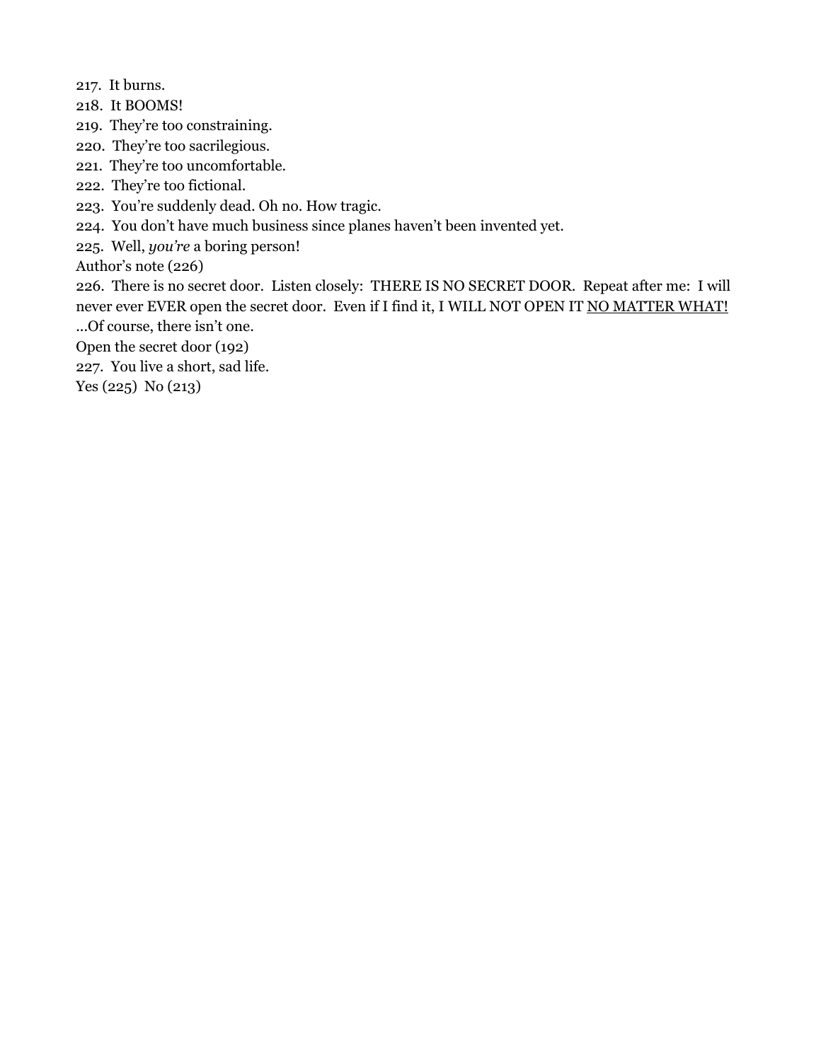217. It burns.

218. It BOOMS!

219. They're too constraining.

220. They're too sacrilegious.

221. They're too uncomfortable.

222. They're too fictional.

223. You're suddenly dead. Oh no. How tragic.

224. You don't have much business since planes haven't been invented yet.

225. Well, *you're* a boring person!

Author's note (226)

226. There is no secret door. Listen closely: THERE IS NO SECRET DOOR. Repeat after me: I will never ever EVER open the secret door. Even if I find it, I WILL NOT OPEN IT <u>NO MATTER WHAT!</u>

...Of course, there isn't one.

Open the secret door (192)

227. You live a short, sad life.

Yes (225) No (213)